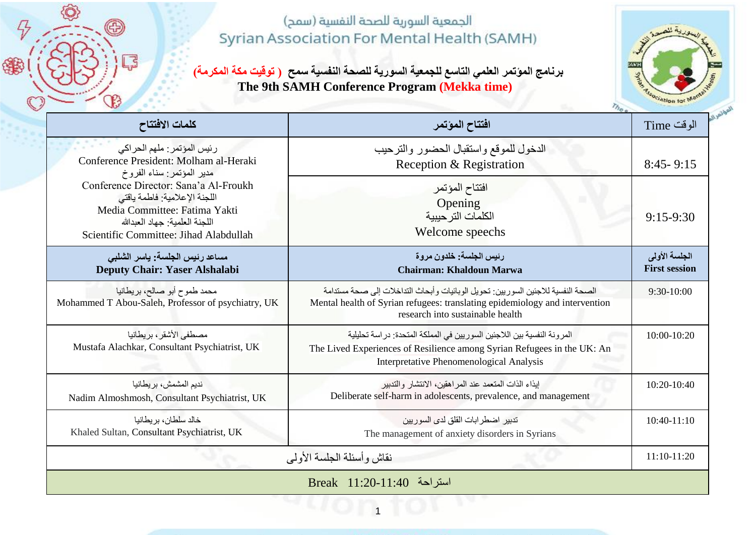# الجمعية السورية للصحة النفسية (سمح)

# Syrian Association For Mental Health (SAMH)

**برنامج المؤتمر العلمي التاسع للجمعية السورية للصحة النفسية سمح ( توقيت مكة المكرمة)**

**The 9th SAMH Conference Program (Mekka time)**

| Time الوقت | افتتاح المؤتمر | كلمات الافتتاح |
|---|---|---|
| 8:45- 9:15 | الدخول للموقع واستقبال الحضور والترحيب<br>Reception & Registration | رئيس المؤتمر: ملهم الحراكي<br>Conference President: Molham al-Heraki<br>مدير المؤتمر: سناء الفروخ<br>Conference Director: Sana'a Al-Froukh<br>اللجنة الإعلامية: فاطمة ياقتي<br>Media Committee: Fatima Yakti<br>اللجنة العلمية: جهاد العبدالله<br>Scientific Committee: Jihad Alabdullah |
| 9:15-9:30 | افتتاح المؤتمر<br>Opening<br>الكلمات الترحيبية<br>Welcome speechs | |
| **الجلسة الأولى**<br>**First session** | **رئيس الجلسة: خلدون مروة**<br>**Chairman: Khaldoun Marwa** | **مساعد رئيس الجلسة: ياسر الشلبي**<br>**Deputy Chair: Yaser Alshalabi** |
| 9:30-10:00 | الصحة النفسية للاجئين السوريين: تحويل الوبائيات وأبحاث التداخلات إلى صحة مستدامة<br>Mental health of Syrian refugees: translating epidemiology and intervention research into sustainable health | محمد طموح أبو صالح، بريطانيا<br>Mohammed T Abou-Saleh, Professor of psychiatry, UK |
| 10:00-10:20 | المرونة النفسية بين اللاجئين السوريين في المملكة المتحدة: دراسة تحليلية<br>The Lived Experiences of Resilience among Syrian Refugees in the UK: An Interpretative Phenomenological Analysis | مصطفى الأشقر، بريطانيا<br>Mustafa Alachkar, Consultant Psychiatrist, UK |
| 10:20-10:40 | إيذاء الذات المتعمد عند المراهقين، الانتشار والتدبير<br>Deliberate self-harm in adolescents, prevalence, and management | نديم المشمش، بريطانيا<br>Nadim Almoshmosh, Consultant Psychiatrist, UK |
| 10:40-11:10 | تدبير اضطرابات القلق لدى السوريين<br>The management of anxiety disorders in Syrians | خالد سلطان، بريطانيا<br>Khaled Sultan, Consultant Psychiatrist, UK |
| 11:10-11:20 | نقاش وأسئلة الجلسة الأولى | |
| Break 11:20-11:40 استراحة | | |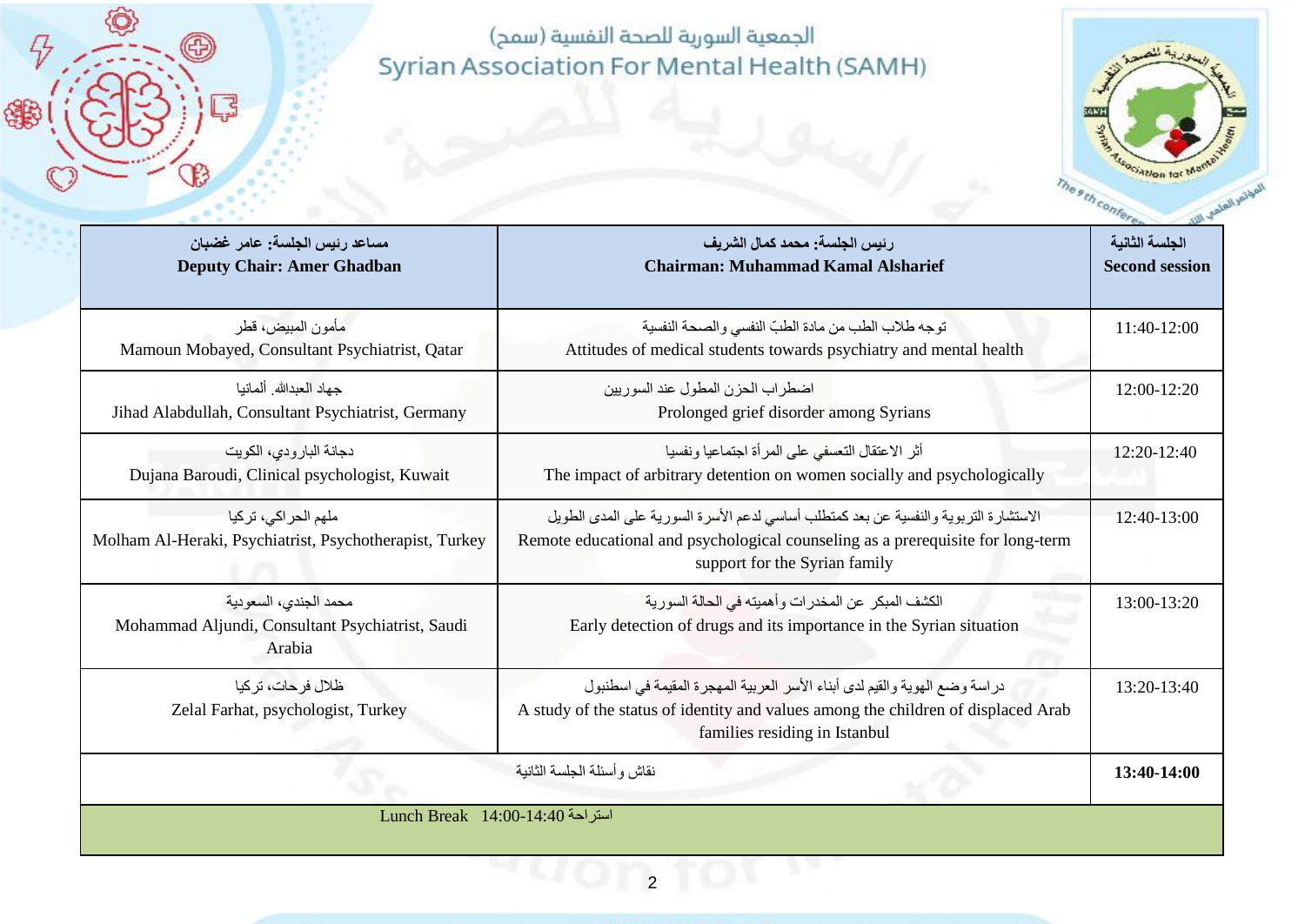الجمعية السورية للصحة النفسية (سمح)
Syrian Association For Mental Health (SAMH)

| الجلسة الثانية<br>**Second session** | رئيس الجلسة: محمد كمال الشريف<br>**Chairman: Muhammad Kamal Alsharief** | مساعد رئيس الجلسة: عامر غضبان<br>**Deputy Chair: Amer Ghadban** |
|---|---|---|
| 11:40-12:00 | توجه طلاب الطب من مادة الطبّ النفسي والصحة النفسية<br>Attitudes of medical students towards psychiatry and mental health | مأمون المبيض، قطر<br>Mamoun Mobayed, Consultant Psychiatrist, Qatar |
| 12:00-12:20 | اضطراب الحزن المطول عند السوريين<br>Prolonged grief disorder among Syrians | جهاد العبدالله. ألمانيا<br>Jihad Alabdullah, Consultant Psychiatrist, Germany |
| 12:20-12:40 | أثر الاعتقال التعسفي على المرأة اجتماعيا ونفسيا<br>The impact of arbitrary detention on women socially and psychologically | دجانة البارودي، الكويت<br>Dujana Baroudi, Clinical psychologist, Kuwait |
| 12:40-13:00 | الاستشارة التربوية والنفسية عن بعد كمتطلب أساسي لدعم الأسرة السورية على المدى الطويل<br>Remote educational and psychological counseling as a prerequisite for long-term support for the Syrian family | ملهم الحراكي، تركيا<br>Molham Al-Heraki, Psychiatrist, Psychotherapist, Turkey |
| 13:00-13:20 | الكشف المبكر عن المخدرات وأهميته في الحالة السورية<br>Early detection of drugs and its importance in the Syrian situation | محمد الجندي، السعودية<br>Mohammad Aljundi, Consultant Psychiatrist, Saudi Arabia |
| 13:20-13:40 | دراسة وضع الهوية والقيم لدى أبناء الأسر العربية المهجرة المقيمة في اسطنبول<br>A study of the status of identity and values among the children of displaced Arab families residing in Istanbul | ظلال فرحات، تركيا<br>Zelal Farhat, psychologist, Turkey |
| **13:40-14:00** | نقاش وأسئلة الجلسة الثانية | |
| | استراحة Lunch Break 14:00-14:40 | |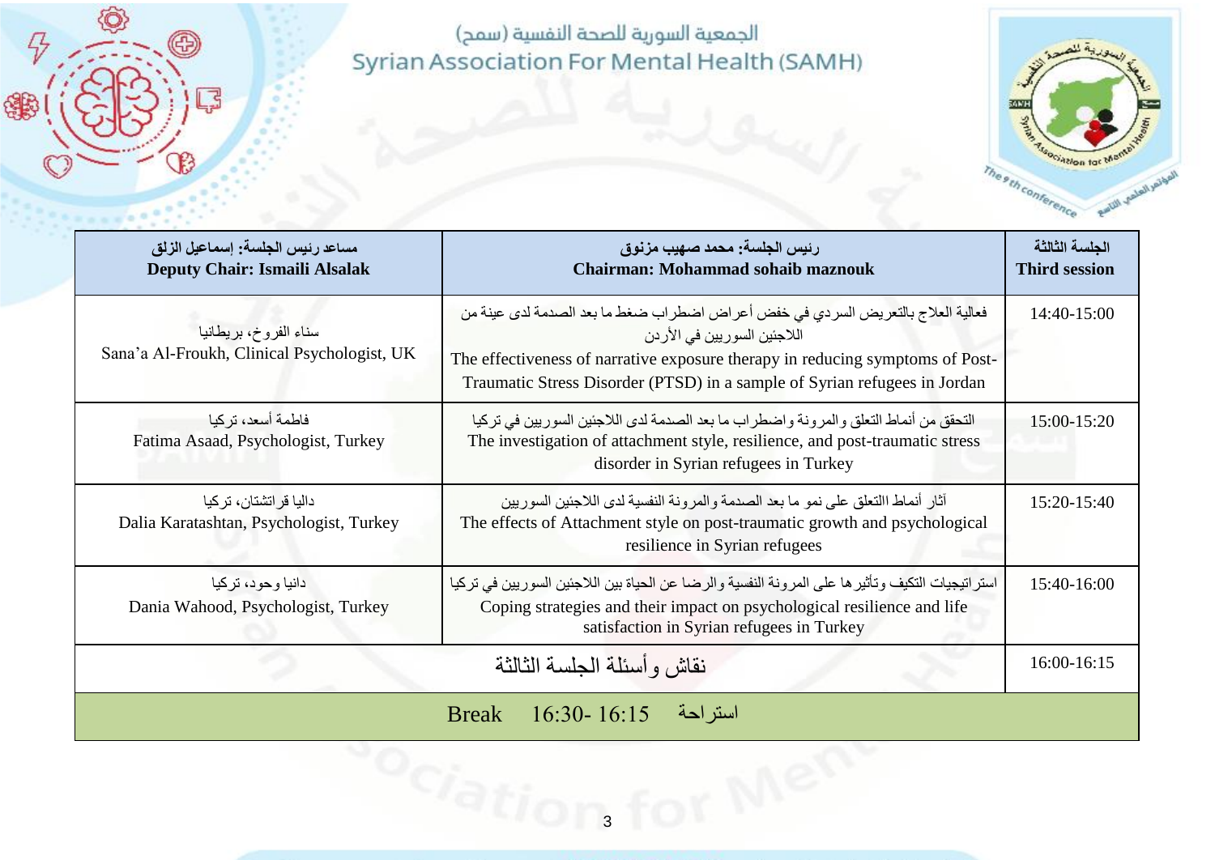الجمعية السورية للصحة النفسية (سمح)
Syrian Association For Mental Health (SAMH)

| الجلسة الثالثة<br>**Third session** | رئيس الجلسة: محمد صهيب مزنوق<br>**Chairman: Mohammad sohaib maznouk** | مساعد رئيس الجلسة: إسماعيل الزلق<br>**Deputy Chair: Ismaili Alsalak** |
|---|---|---|
| 14:40-15:00 | فعالية العلاج بالتعريض السردي في خفض أعراض اضطراب ضغط ما بعد الصدمة لدى عينة من اللاجئين السوريين في الأردن<br>The effectiveness of narrative exposure therapy in reducing symptoms of Post-Traumatic Stress Disorder (PTSD) in a sample of Syrian refugees in Jordan | سناء الفروخ، بريطانيا<br>Sana'a Al-Froukh, Clinical Psychologist, UK |
| 15:00-15:20 | التحقق من أنماط التعلق والمرونة واضطراب ما بعد الصدمة لدى اللاجئين السوريين في تركيا<br>The investigation of attachment style, resilience, and post-traumatic stress disorder in Syrian refugees in Turkey | فاطمة أسعد، تركيا<br>Fatima Asaad, Psychologist, Turkey |
| 15:20-15:40 | آثار أنماط االتعلق على نمو ما بعد الصدمة والمرونة النفسية لدى اللاجئين السوريين<br>The effects of Attachment style on post-traumatic growth and psychological resilience in Syrian refugees | داليا قراتشتان، تركيا<br>Dalia Karatashtan, Psychologist, Turkey |
| 15:40-16:00 | استراتيجيات التكيف وتأثيرها على المرونة النفسية والرضا عن الحياة بين اللاجئين السوريين في تركيا<br>Coping strategies and their impact on psychological resilience and life satisfaction in Syrian refugees in Turkey | دانيا وحود، تركيا<br>Dania Wahood, Psychologist, Turkey |
| 16:00-16:15 | نقاش وأسئلة الجلسة الثالثة | |
| Break 16:30- 16:15 استراحة | | |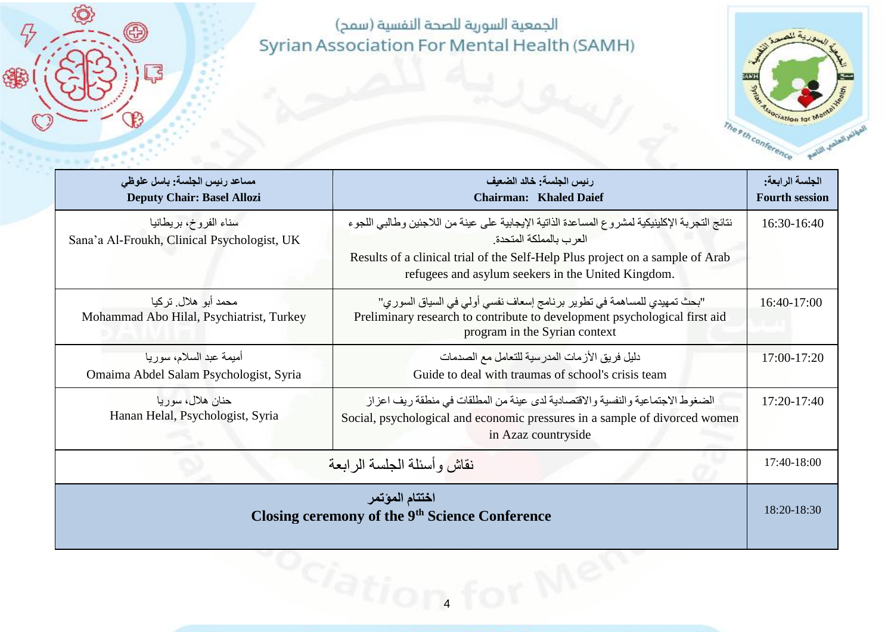الجمعية السورية للصحة النفسية (سمح)

Syrian Association For Mental Health (SAMH)

| الجلسة الرابعة: **Fourth session** | رئيس الجلسة: خالد الضعيف **Chairman: Khaled Daief** | مساعد رئيس الجلسة: باسل علوظي **Deputy Chair: Basel Allozi** |
|---|---|---|
| 16:30-16:40 | نتائج التجربة الإكلينيكية لمشروع المساعدة الذاتية الإيجابية على عينة من اللاجئين وطالبي اللجوء العرب بالمملكة المتحدة. Results of a clinical trial of the Self-Help Plus project on a sample of Arab refugees and asylum seekers in the United Kingdom. | سناء الفروخ، بريطانيا Sana'a Al-Froukh, Clinical Psychologist, UK |
| 16:40-17:00 | "بحث تمهيدي للمساهمة في تطوير برنامج إسعاف نفسي أولي في السياق السوري" Preliminary research to contribute to development psychological first aid program in the Syrian context | محمد أبو هلال. تركيا Mohammad Abo Hilal, Psychiatrist, Turkey |
| 17:00-17:20 | دليل فريق الأزمات المدرسية للتعامل مع الصدمات Guide to deal with traumas of school's crisis team | أميمة عبد السلام، سوريا Omaima Abdel Salam Psychologist, Syria |
| 17:20-17:40 | الضغوط الاجتماعية والنفسية والاقتصادية لدى عينة من المطلقات في منطقة ريف اعزاز Social, psychological and economic pressures in a sample of divorced women in Azaz countryside | حنان هلال، سوريا Hanan Helal, Psychologist, Syria |
| 17:40-18:00 | نقاش وأسئلة الجلسة الرابعة | |
| 18:20-18:30 | **اختتام المؤتمر** **Closing ceremony of the 9th Science Conference** | |